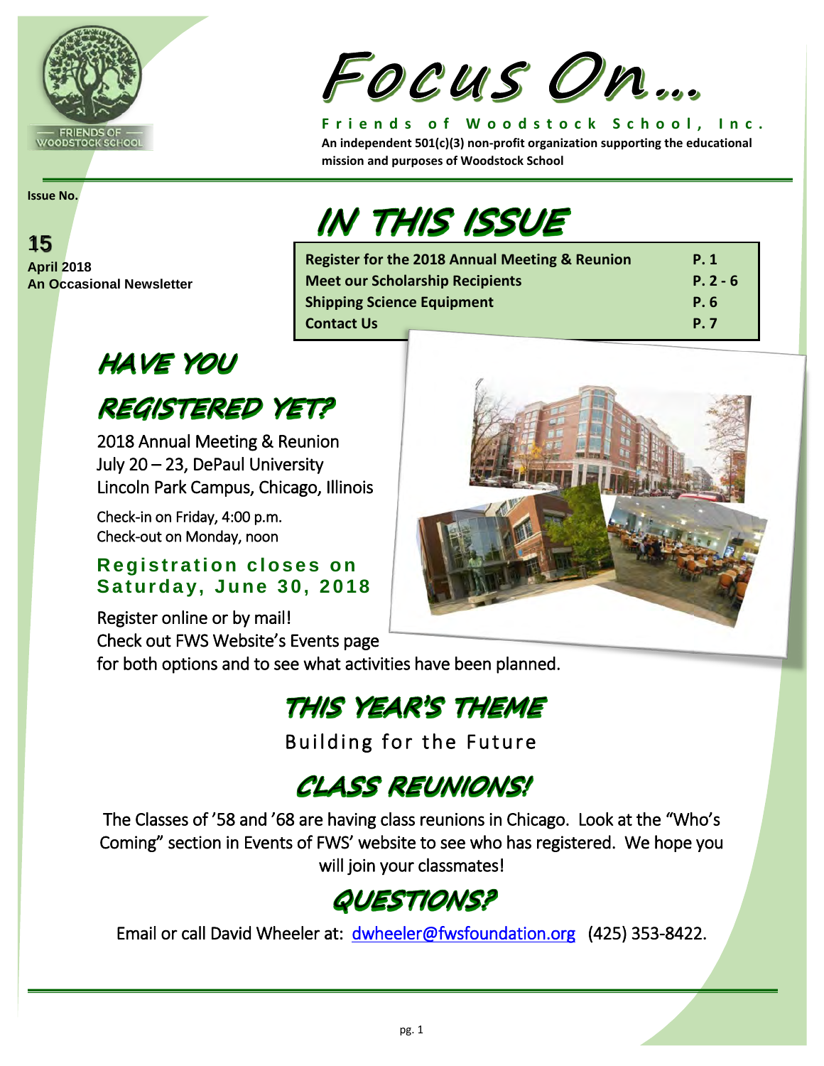# Focus On…

**Friends of Woodstock School, Inc.**

**An independent 501(c)(3) non-profit organization supporting the educational mission and purposes of Woodstock School**

**Issue No.**

**15**

**April 2018**

**An Occasional Newsletter**

## IN THIS ISSUE

| | |
|---|---|
| **Register for the 2018 Annual Meeting & Reunion** | **P. 1** |
| **Meet our Scholarship Recipients** | **P. 2 - 6** |
| **Shipping Science Equipment** | **P. 6** |
| **Contact Us** | **P. 7** |

## HAVE YOU REGISTERED YET?

2018 Annual Meeting & Reunion
July 20 – 23, DePaul University
Lincoln Park Campus, Chicago, Illinois

Check-in on Friday, 4:00 p.m.
Check-out on Monday, noon

**Registration closes on Saturday, June 30, 2018**

Register online or by mail!
Check out FWS Website's Events page for both options and to see what activities have been planned.

## THIS YEAR'S THEME

Building for the Future

## CLASS REUNIONS!

The Classes of '58 and '68 are having class reunions in Chicago. Look at the "Who's Coming" section in Events of FWS' website to see who has registered. We hope you will join your classmates!

## QUESTIONS?

Email or call David Wheeler at: dwheeler@fwsfoundation.org (425) 353-8422.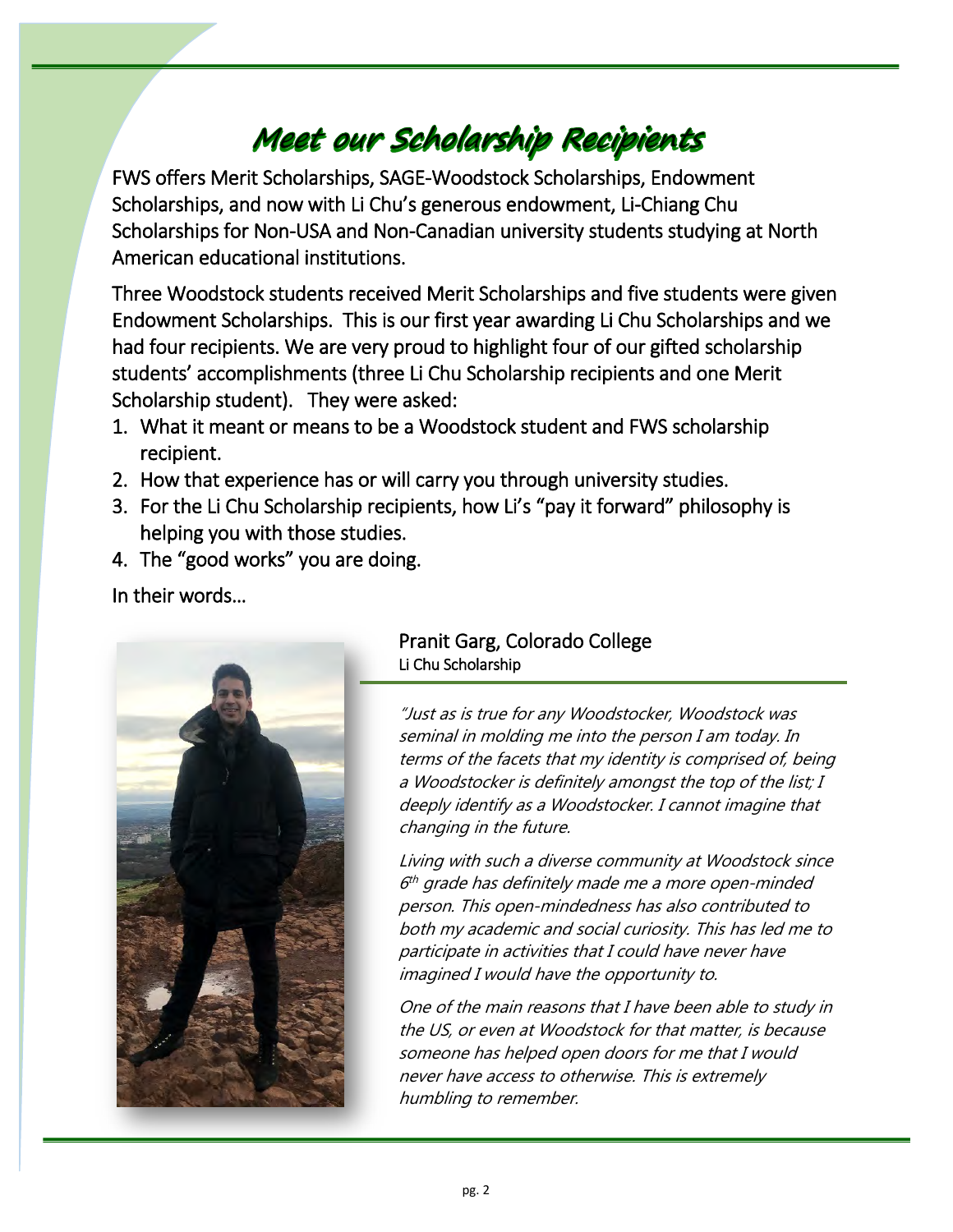# *Meet our Scholarship Recipients*

FWS offers Merit Scholarships, SAGE-Woodstock Scholarships, Endowment Scholarships, and now with Li Chu's generous endowment, Li-Chiang Chu Scholarships for Non-USA and Non-Canadian university students studying at North American educational institutions.

Three Woodstock students received Merit Scholarships and five students were given Endowment Scholarships. This is our first year awarding Li Chu Scholarships and we had four recipients. We are very proud to highlight four of our gifted scholarship students' accomplishments (three Li Chu Scholarship recipients and one Merit Scholarship student). They were asked:

1. What it meant or means to be a Woodstock student and FWS scholarship recipient.
2. How that experience has or will carry you through university studies.
3. For the Li Chu Scholarship recipients, how Li's "pay it forward" philosophy is helping you with those studies.
4. The "good works" you are doing.

In their words…

## Pranit Garg, Colorado College

Li Chu Scholarship

*"Just as is true for any Woodstocker, Woodstock was seminal in molding me into the person I am today. In terms of the facets that my identity is comprised of, being a Woodstocker is definitely amongst the top of the list; I deeply identify as a Woodstocker. I cannot imagine that changing in the future.*

*Living with such a diverse community at Woodstock since 6th grade has definitely made me a more open-minded person. This open-mindedness has also contributed to both my academic and social curiosity. This has led me to participate in activities that I could have never have imagined I would have the opportunity to.*

*One of the main reasons that I have been able to study in the US, or even at Woodstock for that matter, is because someone has helped open doors for me that I would never have access to otherwise. This is extremely humbling to remember.*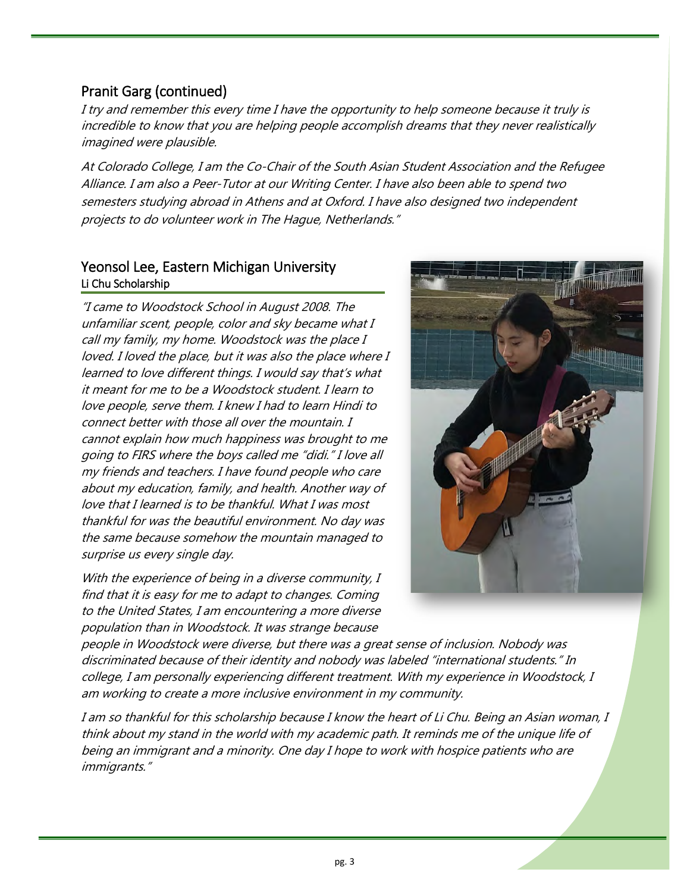## Pranit Garg (continued)

*I try and remember this every time I have the opportunity to help someone because it truly is incredible to know that you are helping people accomplish dreams that they never realistically imagined were plausible.*

*At Colorado College, I am the Co-Chair of the South Asian Student Association and the Refugee Alliance. I am also a Peer-Tutor at our Writing Center. I have also been able to spend two semesters studying abroad in Athens and at Oxford. I have also designed two independent projects to do volunteer work in The Hague, Netherlands."*

## Yeonsol Lee, Eastern Michigan University

### Li Chu Scholarship

*"I came to Woodstock School in August 2008. The unfamiliar scent, people, color and sky became what I call my family, my home. Woodstock was the place I loved. I loved the place, but it was also the place where I learned to love different things. I would say that's what it meant for me to be a Woodstock student. I learn to love people, serve them. I knew I had to learn Hindi to connect better with those all over the mountain. I cannot explain how much happiness was brought to me going to FIRS where the boys called me "didi." I love all my friends and teachers. I have found people who care about my education, family, and health. Another way of love that I learned is to be thankful. What I was most thankful for was the beautiful environment. No day was the same because somehow the mountain managed to surprise us every single day.*

*With the experience of being in a diverse community, I find that it is easy for me to adapt to changes. Coming to the United States, I am encountering a more diverse population than in Woodstock. It was strange because people in Woodstock were diverse, but there was a great sense of inclusion. Nobody was discriminated because of their identity and nobody was labeled "international students." In college, I am personally experiencing different treatment. With my experience in Woodstock, I am working to create a more inclusive environment in my community.*

*I am so thankful for this scholarship because I know the heart of Li Chu. Being an Asian woman, I think about my stand in the world with my academic path. It reminds me of the unique life of being an immigrant and a minority. One day I hope to work with hospice patients who are immigrants."*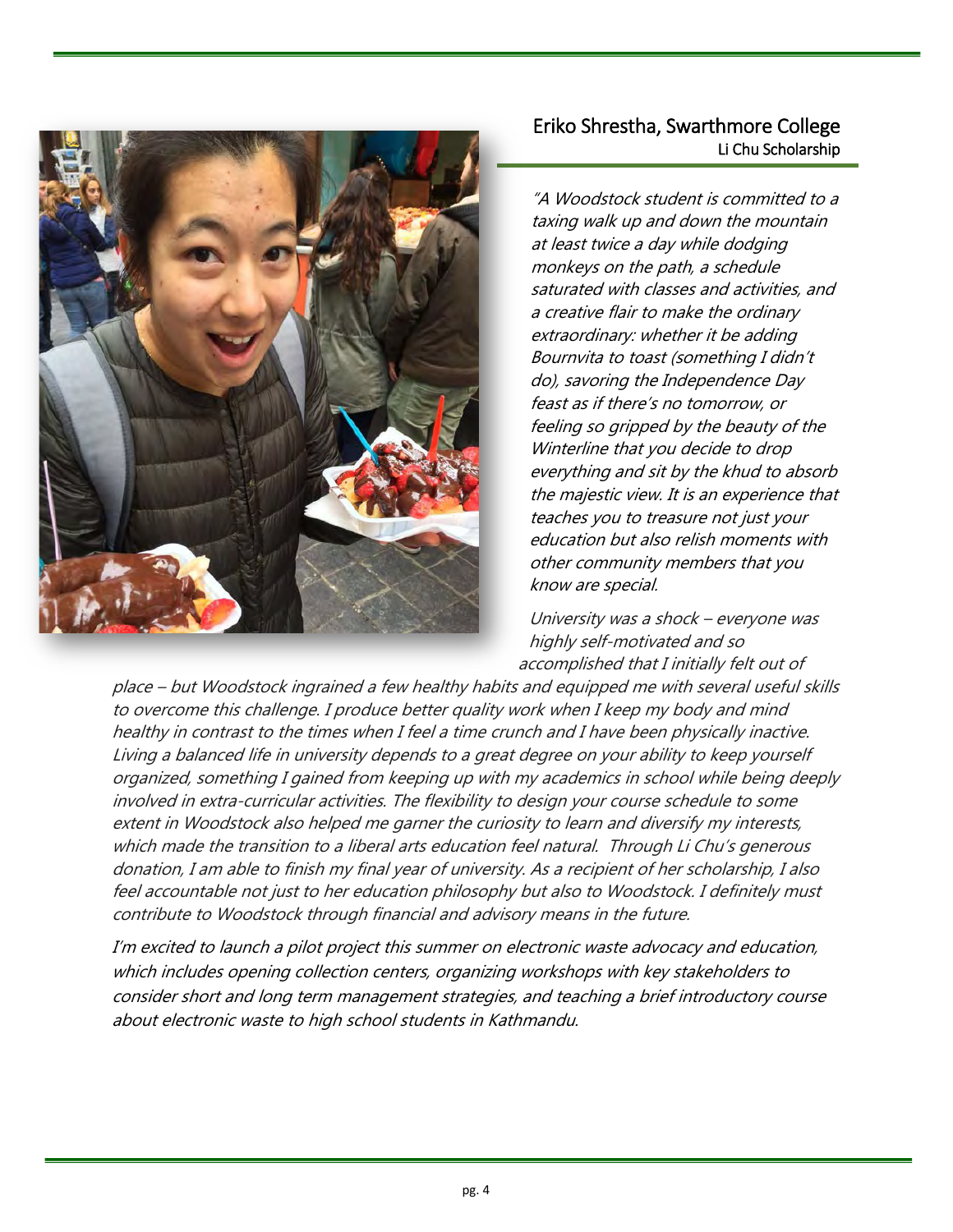## Eriko Shrestha, Swarthmore College

Li Chu Scholarship

*"A Woodstock student is committed to a taxing walk up and down the mountain at least twice a day while dodging monkeys on the path, a schedule saturated with classes and activities, and a creative flair to make the ordinary extraordinary: whether it be adding Bournvita to toast (something I didn't do), savoring the Independence Day feast as if there's no tomorrow, or feeling so gripped by the beauty of the Winterline that you decide to drop everything and sit by the khud to absorb the majestic view. It is an experience that teaches you to treasure not just your education but also relish moments with other community members that you know are special.*

*University was a shock – everyone was highly self-motivated and so accomplished that I initially felt out of place – but Woodstock ingrained a few healthy habits and equipped me with several useful skills to overcome this challenge. I produce better quality work when I keep my body and mind healthy in contrast to the times when I feel a time crunch and I have been physically inactive. Living a balanced life in university depends to a great degree on your ability to keep yourself organized, something I gained from keeping up with my academics in school while being deeply involved in extra-curricular activities. The flexibility to design your course schedule to some extent in Woodstock also helped me garner the curiosity to learn and diversify my interests, which made the transition to a liberal arts education feel natural. Through Li Chu's generous donation, I am able to finish my final year of university. As a recipient of her scholarship, I also feel accountable not just to her education philosophy but also to Woodstock. I definitely must contribute to Woodstock through financial and advisory means in the future.*

*I'm excited to launch a pilot project this summer on electronic waste advocacy and education, which includes opening collection centers, organizing workshops with key stakeholders to consider short and long term management strategies, and teaching a brief introductory course about electronic waste to high school students in Kathmandu.*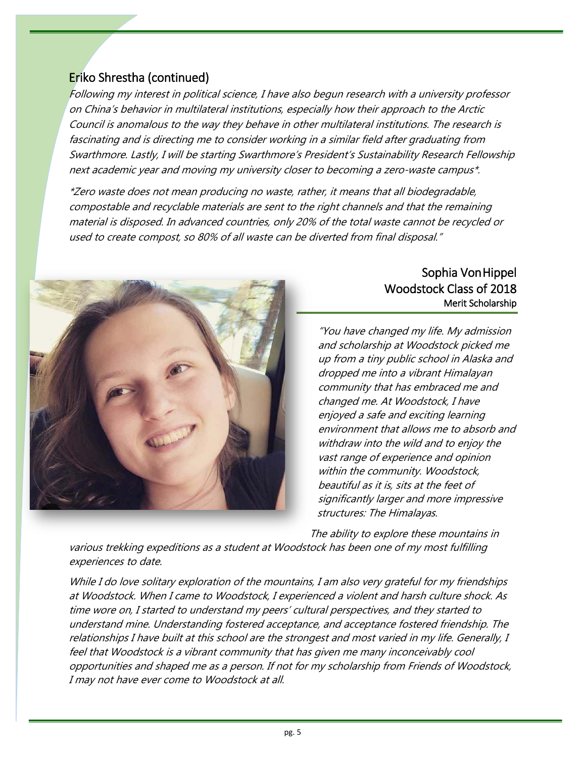## Eriko Shrestha (continued)

*Following my interest in political science, I have also begun research with a university professor on China's behavior in multilateral institutions, especially how their approach to the Arctic Council is anomalous to the way they behave in other multilateral institutions. The research is fascinating and is directing me to consider working in a similar field after graduating from Swarthmore. Lastly, I will be starting Swarthmore's President's Sustainability Research Fellowship next academic year and moving my university closer to becoming a zero-waste campus*.*

*\*Zero waste does not mean producing no waste, rather, it means that all biodegradable, compostable and recyclable materials are sent to the right channels and that the remaining material is disposed. In advanced countries, only 20% of the total waste cannot be recycled or used to create compost, so 80% of all waste can be diverted from final disposal."*

## Sophia Von Hippel
### Woodstock Class of 2018
**Merit Scholarship**

*"You have changed my life. My admission and scholarship at Woodstock picked me up from a tiny public school in Alaska and dropped me into a vibrant Himalayan community that has embraced me and changed me. At Woodstock, I have enjoyed a safe and exciting learning environment that allows me to absorb and withdraw into the wild and to enjoy the vast range of experience and opinion within the community. Woodstock, beautiful as it is, sits at the feet of significantly larger and more impressive structures: The Himalayas. The ability to explore these mountains in various trekking expeditions as a student at Woodstock has been one of my most fulfilling experiences to date.*

*While I do love solitary exploration of the mountains, I am also very grateful for my friendships at Woodstock. When I came to Woodstock, I experienced a violent and harsh culture shock. As time wore on, I started to understand my peers' cultural perspectives, and they started to understand mine. Understanding fostered acceptance, and acceptance fostered friendship. The relationships I have built at this school are the strongest and most varied in my life. Generally, I feel that Woodstock is a vibrant community that has given me many inconceivably cool opportunities and shaped me as a person. If not for my scholarship from Friends of Woodstock, I may not have ever come to Woodstock at all.*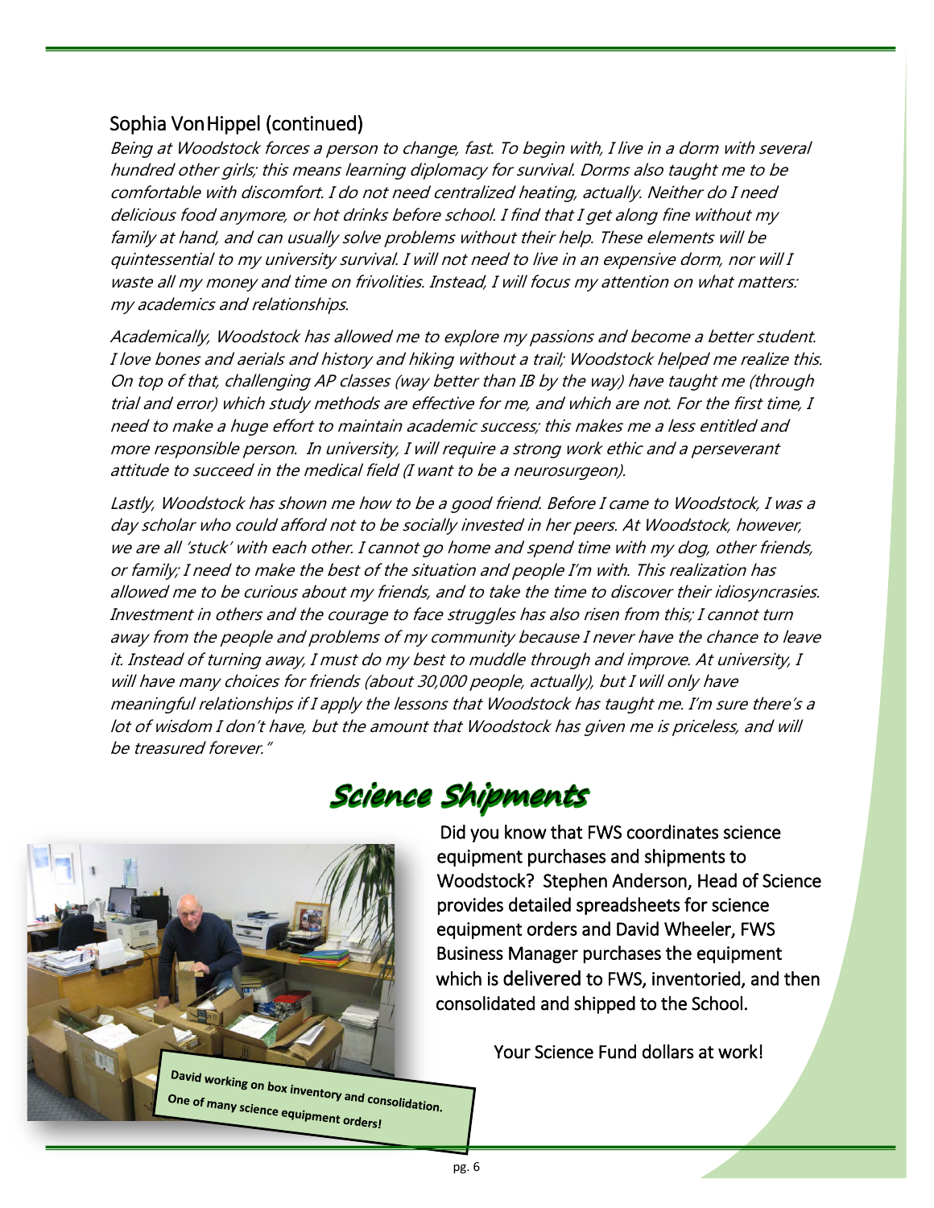## Sophia VonHippel (continued)

*Being at Woodstock forces a person to change, fast. To begin with, I live in a dorm with several hundred other girls; this means learning diplomacy for survival. Dorms also taught me to be comfortable with discomfort. I do not need centralized heating, actually. Neither do I need delicious food anymore, or hot drinks before school. I find that I get along fine without my family at hand, and can usually solve problems without their help. These elements will be quintessential to my university survival. I will not need to live in an expensive dorm, nor will I waste all my money and time on frivolities. Instead, I will focus my attention on what matters: my academics and relationships.*

*Academically, Woodstock has allowed me to explore my passions and become a better student. I love bones and aerials and history and hiking without a trail; Woodstock helped me realize this. On top of that, challenging AP classes (way better than IB by the way) have taught me (through trial and error) which study methods are effective for me, and which are not. For the first time, I need to make a huge effort to maintain academic success; this makes me a less entitled and more responsible person. In university, I will require a strong work ethic and a perseverant attitude to succeed in the medical field (I want to be a neurosurgeon).*

*Lastly, Woodstock has shown me how to be a good friend. Before I came to Woodstock, I was a day scholar who could afford not to be socially invested in her peers. At Woodstock, however, we are all 'stuck' with each other. I cannot go home and spend time with my dog, other friends, or family; I need to make the best of the situation and people I'm with. This realization has allowed me to be curious about my friends, and to take the time to discover their idiosyncrasies. Investment in others and the courage to face struggles has also risen from this; I cannot turn away from the people and problems of my community because I never have the chance to leave it. Instead of turning away, I must do my best to muddle through and improve. At university, I will have many choices for friends (about 30,000 people, actually), but I will only have meaningful relationships if I apply the lessons that Woodstock has taught me. I'm sure there's a lot of wisdom I don't have, but the amount that Woodstock has given me is priceless, and will be treasured forever."*

## Science Shipments

Did you know that FWS coordinates science equipment purchases and shipments to Woodstock? Stephen Anderson, Head of Science provides detailed spreadsheets for science equipment orders and David Wheeler, FWS Business Manager purchases the equipment which is delivered to FWS, inventoried, and then consolidated and shipped to the School.

Your Science Fund dollars at work!

**David working on box inventory and consolidation. One of many science equipment orders!**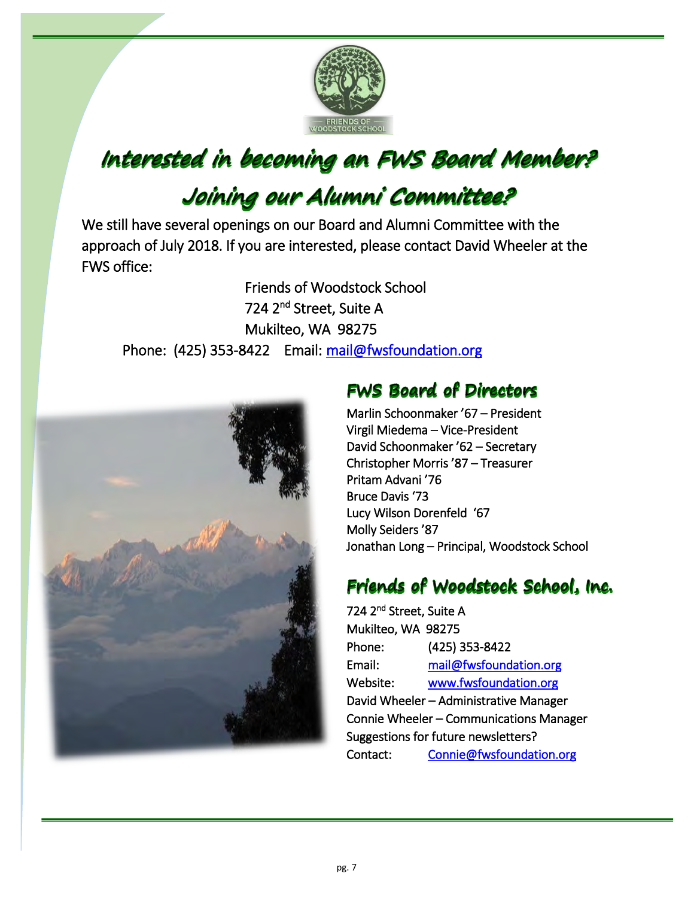FRIENDS OF WOODSTOCK SCHOOL

# Interested in becoming an FWS Board Member? Joining our Alumni Committee?

We still have several openings on our Board and Alumni Committee with the approach of July 2018. If you are interested, please contact David Wheeler at the FWS office:

Friends of Woodstock School
724 2nd Street, Suite A
Mukilteo, WA 98275
Phone: (425) 353-8422 Email: mail@fwsfoundation.org

## FWS Board of Directors

Marlin Schoonmaker '67 – President
Virgil Miedema – Vice-President
David Schoonmaker '62 – Secretary
Christopher Morris '87 – Treasurer
Pritam Advani '76
Bruce Davis '73
Lucy Wilson Dorenfeld '67
Molly Seiders '87
Jonathan Long – Principal, Woodstock School

## Friends of Woodstock School, Inc.

724 2nd Street, Suite A
Mukilteo, WA 98275
Phone: (425) 353-8422
Email: mail@fwsfoundation.org
Website: www.fwsfoundation.org
David Wheeler – Administrative Manager
Connie Wheeler – Communications Manager
Suggestions for future newsletters?
Contact: Connie@fwsfoundation.org